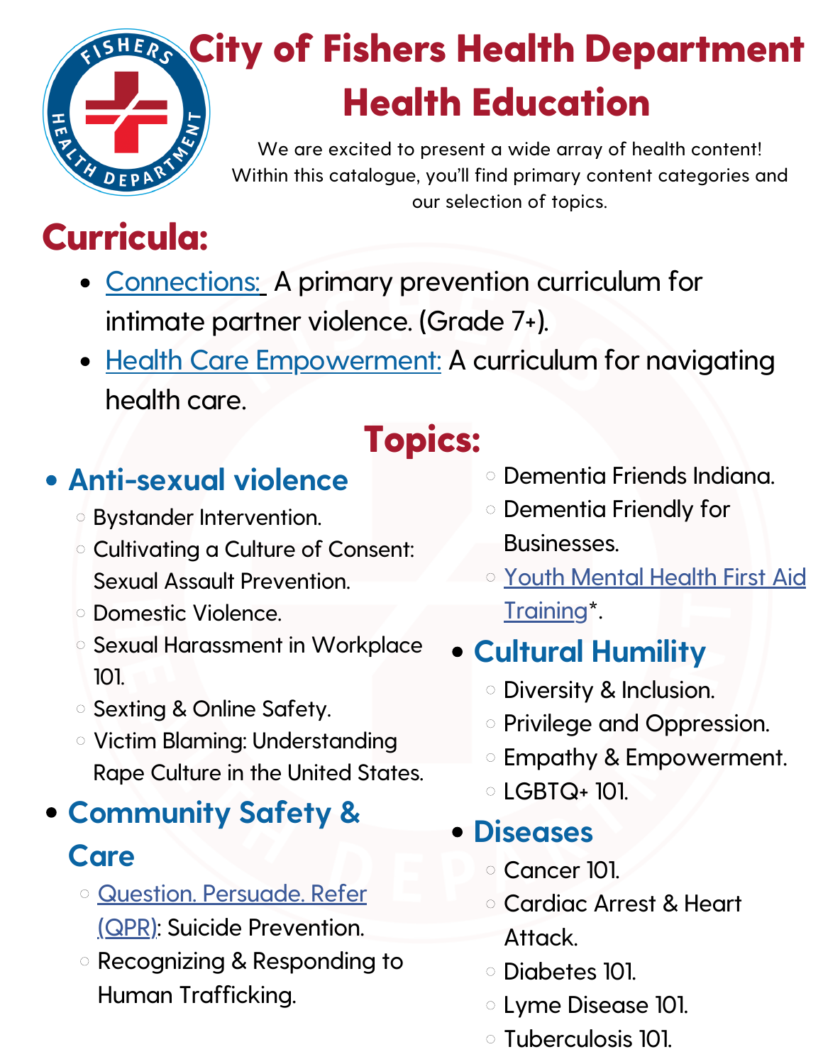# City of Fishers Health Department

# Health Education

We are excited to present a wide array of health content! Within this catalogue, you'll find primary content categories and our selection of topics.

## Curricula:

- Connections: A primary prevention curriculum for intimate partner violence. (Grade 7+).
- Health Care Empowerment: A curriculum for navigating health care.

## Topics:

- **Anti-sexual violence**
  - Bystander Intervention.
  - Cultivating a Culture of Consent: Sexual Assault Prevention.
  - Domestic Violence.
  - Sexual Harassment in Workplace 101.
  - Sexting & Online Safety.
  - Victim Blaming: Understanding Rape Culture in the United States.
- **Community Safety & Care**
  - Question. Persuade. Refer (QPR): Suicide Prevention.
  - Recognizing & Responding to Human Trafficking.
  - Dementia Friends Indiana.
  - Dementia Friendly for Businesses.
  - Youth Mental Health First Aid Training*.
- **Cultural Humility**
  - Diversity & Inclusion.
  - Privilege and Oppression.
  - Empathy & Empowerment.
  - LGBTQ+ 101.
- **Diseases**
  - Cancer 101.
  - Cardiac Arrest & Heart Attack.
  - Diabetes 101.
  - Lyme Disease 101.
  - Tuberculosis 101.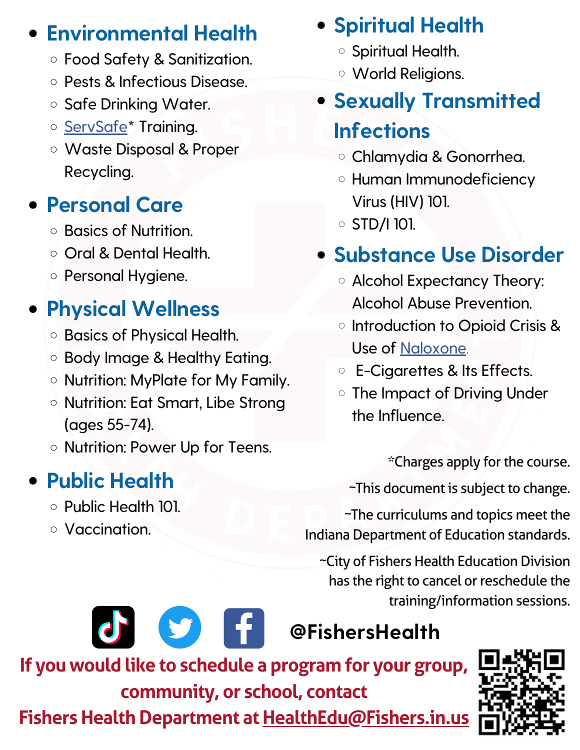- **Environmental Health**
  - Food Safety & Sanitization.
  - Pests & Infectious Disease.
  - Safe Drinking Water.
  - ServSafe* Training.
  - Waste Disposal & Proper Recycling.
- **Personal Care**
  - Basics of Nutrition.
  - Oral & Dental Health.
  - Personal Hygiene.
- **Physical Wellness**
  - Basics of Physical Health.
  - Body Image & Healthy Eating.
  - Nutrition: MyPlate for My Family.
  - Nutrition: Eat Smart, Libe Strong (ages 55-74).
  - Nutrition: Power Up for Teens.
- **Public Health**
  - Public Health 101.
  - Vaccination.
- **Spiritual Health**
  - Spiritual Health.
  - World Religions.
- **Sexually Transmitted Infections**
  - Chlamydia & Gonorrhea.
  - Human Immunodeficiency Virus (HIV) 101.
  - STD/I 101.
- **Substance Use Disorder**
  - Alcohol Expectancy Theory: Alcohol Abuse Prevention.
  - Introduction to Opioid Crisis & Use of Naloxone.
  - E-Cigarettes & Its Effects.
  - The Impact of Driving Under the Influence.

*Charges apply for the course.

~This document is subject to change.

~The curriculums and topics meet the Indiana Department of Education standards.

~City of Fishers Health Education Division has the right to cancel or reschedule the training/information sessions.

@FishersHealth

**If you would like to schedule a program for your group, community, or school, contact Fishers Health Department at HealthEdu@Fishers.in.us**